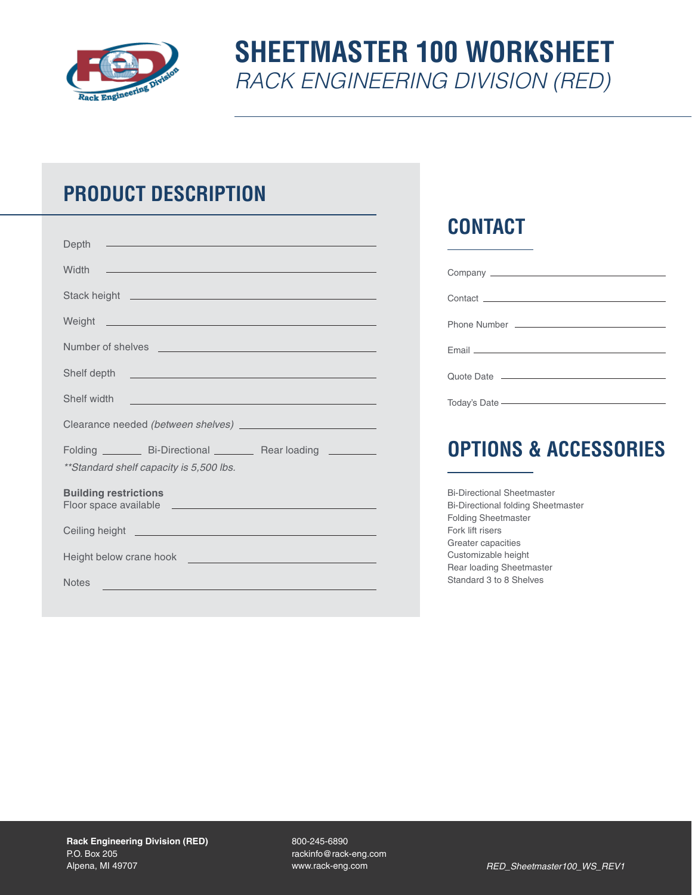# SHEETMASTER 100 WORKSHEET

*RACK ENGINEERING DIVISION (RED)*

## PRODUCT DESCRIPTION

Depth \_\_\_\_\_\_\_\_\_\_\_\_\_\_\_\_\_\_\_\_\_\_\_\_\_\_\_\_\_\_

Width \_\_\_\_\_\_\_\_\_\_\_\_\_\_\_\_\_\_\_\_\_\_\_\_\_\_\_\_\_\_

Stack height \_\_\_\_\_\_\_\_\_\_\_\_\_\_\_\_\_\_\_\_\_\_\_\_\_\_\_\_\_\_

Weight \_\_\_\_\_\_\_\_\_\_\_\_\_\_\_\_\_\_\_\_\_\_\_\_\_\_\_\_\_\_

Number of shelves \_\_\_\_\_\_\_\_\_\_\_\_\_\_\_\_\_\_\_\_\_\_\_\_\_\_\_\_\_\_

Shelf depth \_\_\_\_\_\_\_\_\_\_\_\_\_\_\_\_\_\_\_\_\_\_\_\_\_\_\_\_\_\_

Shelf width \_\_\_\_\_\_\_\_\_\_\_\_\_\_\_\_\_\_\_\_\_\_\_\_\_\_\_\_\_\_

Clearance needed *(between shelves)* \_\_\_\_\_\_\_\_\_\_\_\_\_\_\_\_\_\_\_\_

Folding \_\_\_\_\_\_ Bi-Directional \_\_\_\_\_\_ Rear loading \_\_\_\_\_\_

*\*\*Standard shelf capacity is 5,500 lbs.*

**Building restrictions**

Floor space available \_\_\_\_\_\_\_\_\_\_\_\_\_\_\_\_\_\_\_\_\_\_\_\_\_\_\_\_\_\_

Ceiling height \_\_\_\_\_\_\_\_\_\_\_\_\_\_\_\_\_\_\_\_\_\_\_\_\_\_\_\_\_\_

Height below crane hook \_\_\_\_\_\_\_\_\_\_\_\_\_\_\_\_\_\_\_\_\_\_\_\_\_\_\_\_\_\_

Notes \_\_\_\_\_\_\_\_\_\_\_\_\_\_\_\_\_\_\_\_\_\_\_\_\_\_\_\_\_\_

## CONTACT

Company \_\_\_\_\_\_\_\_\_\_\_\_\_\_\_\_\_\_\_\_\_\_\_\_\_\_\_\_\_\_

Contact \_\_\_\_\_\_\_\_\_\_\_\_\_\_\_\_\_\_\_\_\_\_\_\_\_\_\_\_\_\_

Phone Number \_\_\_\_\_\_\_\_\_\_\_\_\_\_\_\_\_\_\_\_\_\_\_\_\_\_\_\_\_\_

Email \_\_\_\_\_\_\_\_\_\_\_\_\_\_\_\_\_\_\_\_\_\_\_\_\_\_\_\_\_\_

Quote Date \_\_\_\_\_\_\_\_\_\_\_\_\_\_\_\_\_\_\_\_\_\_\_\_\_\_\_\_\_\_

Today's Date \_\_\_\_\_\_\_\_\_\_\_\_\_\_\_\_\_\_\_\_\_\_\_\_\_\_\_\_\_\_

## OPTIONS & ACCESSORIES

- Bi-Directional Sheetmaster
- Bi-Directional folding Sheetmaster
- Folding Sheetmaster
- Fork lift risers
- Greater capacities
- Customizable height
- Rear loading Sheetmaster
- Standard 3 to 8 Shelves

**Rack Engineering Division (RED)**
P.O. Box 205
Alpena, MI 49707

800-245-6890
rackinfo@rack-eng.com
www.rack-eng.com

*RED_Sheetmaster100_WS_REV1*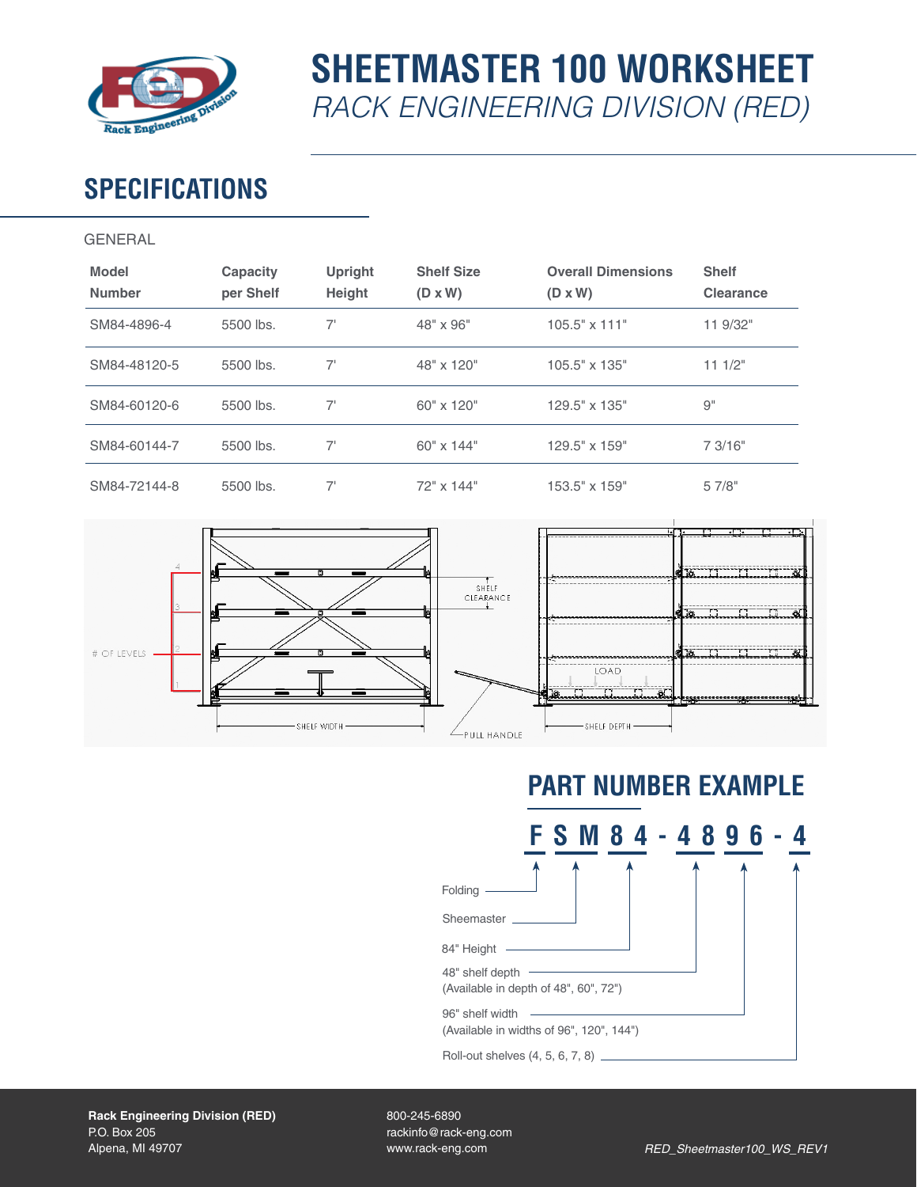# SHEETMASTER 100 WORKSHEET

*RACK ENGINEERING DIVISION (RED)*

## SPECIFICATIONS

GENERAL

| Model Number | Capacity per Shelf | Upright Height | Shelf Size (D x W) | Overall Dimensions (D x W) | Shelf Clearance |
|---|---|---|---|---|---|
| SM84-4896-4 | 5500 lbs. | 7' | 48" x 96" | 105.5" x 111" | 11 9/32" |
| SM84-48120-5 | 5500 lbs. | 7' | 48" x 120" | 105.5" x 135" | 11 1/2" |
| SM84-60120-6 | 5500 lbs. | 7' | 60" x 120" | 129.5" x 135" | 9" |
| SM84-60144-7 | 5500 lbs. | 7' | 60" x 144" | 129.5" x 159" | 7 3/16" |
| SM84-72144-8 | 5500 lbs. | 7' | 72" x 144" | 153.5" x 159" | 5 7/8" |

# OF LEVELS
4
3
2
1
SHELF CLEARANCE
SHELF WIDTH
PULL HANDLE
LOAD
SHELF DEPTH

## PART NUMBER EXAMPLE

F S M 8 4 - 4 8 9 6 - 4

- Folding
- Sheemaster
- 84" Height
- 48" shelf depth (Available in depth of 48", 60", 72")
- 96" shelf width (Available in widths of 96", 120", 144")
- Roll-out shelves (4, 5, 6, 7, 8)

**Rack Engineering Division (RED)**
P.O. Box 205
Alpena, MI 49707

800-245-6890
rackinfo@rack-eng.com
www.rack-eng.com

*RED_Sheetmaster100_WS_REV1*